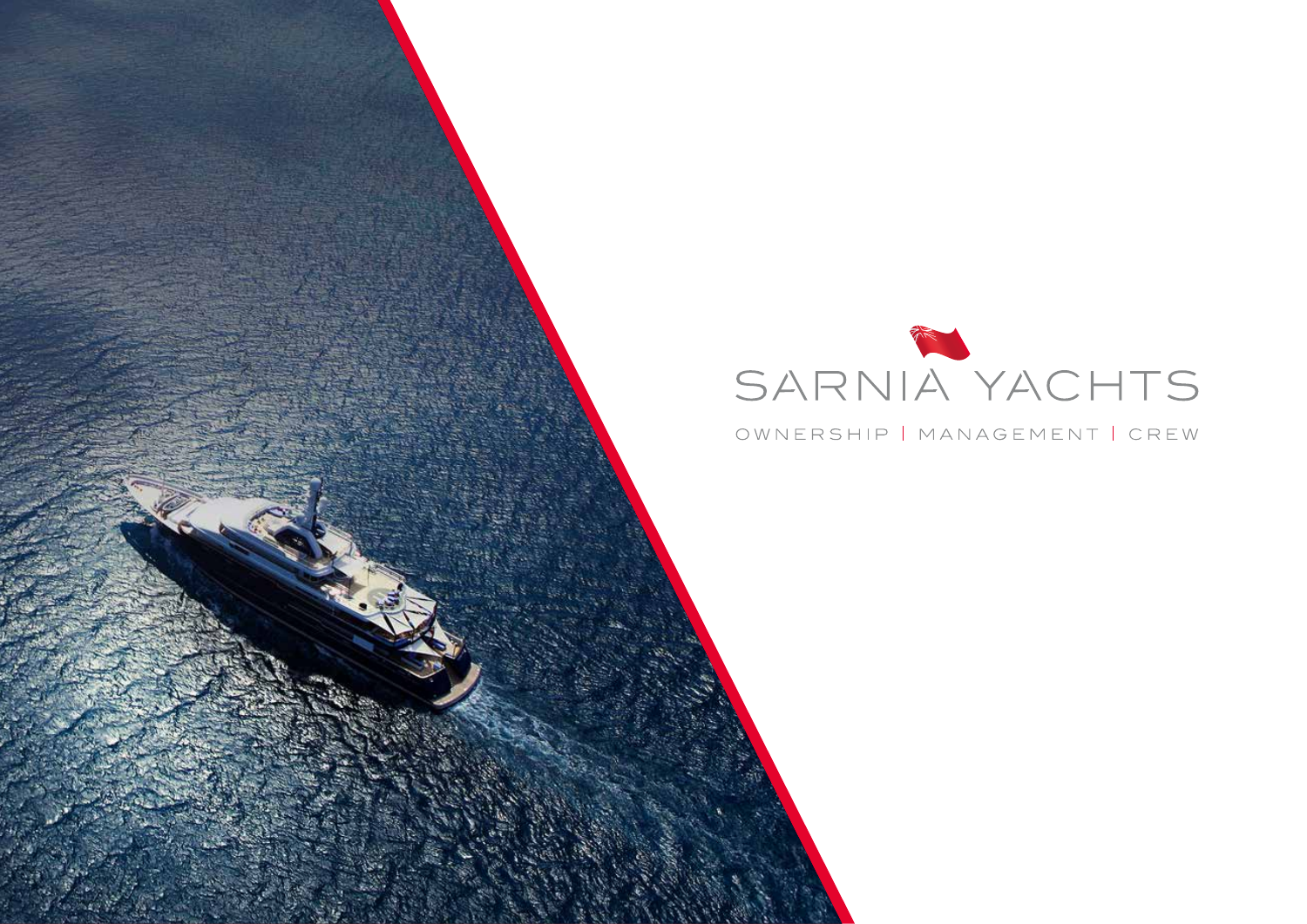# SARNIA YACHTS

OWNERSHIP | MANAGEMENT | CREW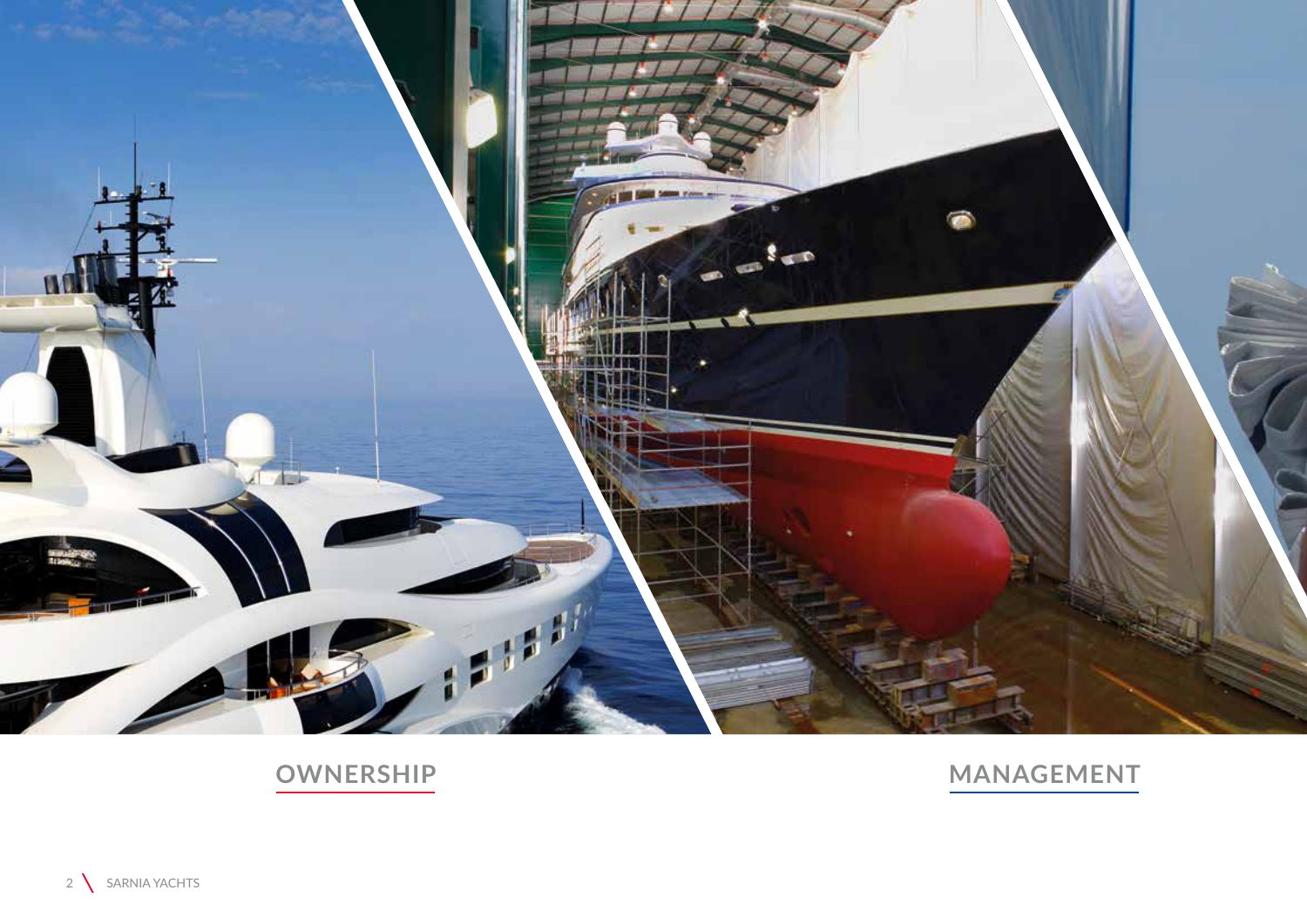## OWNERSHIP

## MANAGEMENT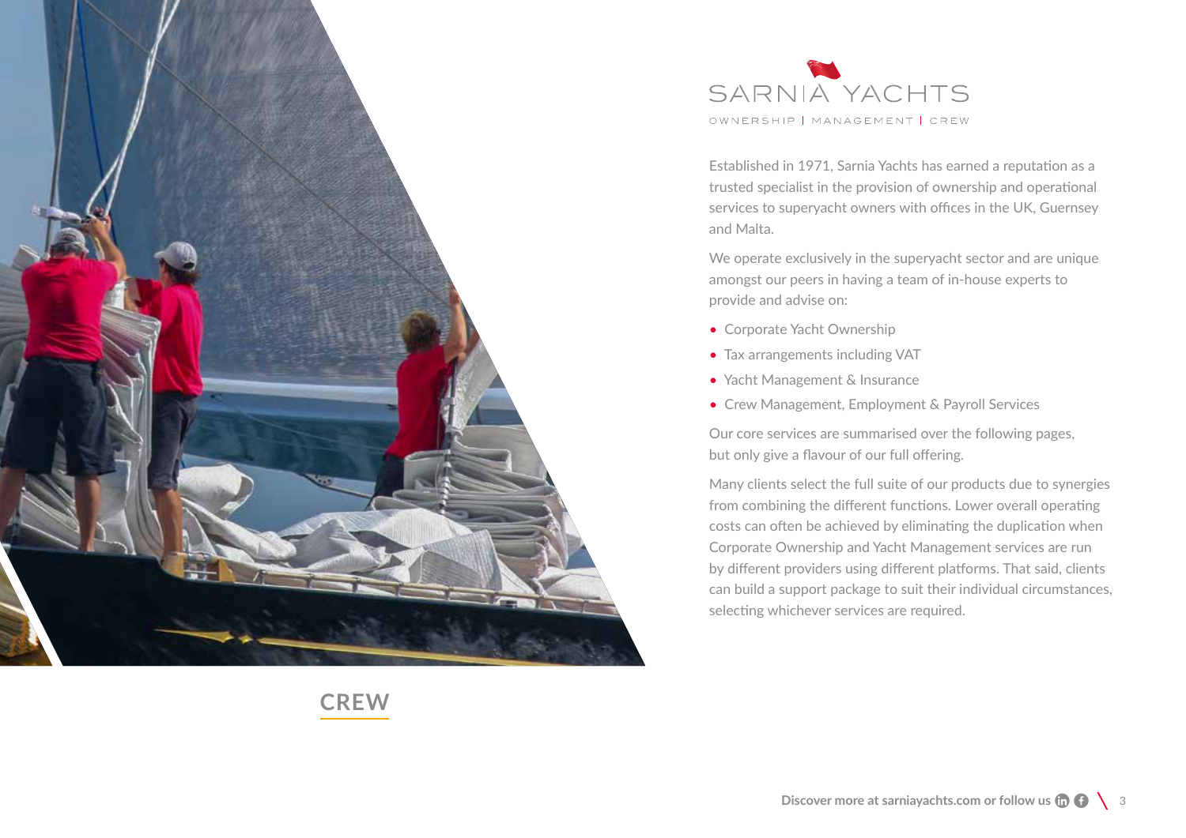# SARNIA YACHTS

OWNERSHIP | MANAGEMENT | CREW

Established in 1971, Sarnia Yachts has earned a reputation as a trusted specialist in the provision of ownership and operational services to superyacht owners with offices in the UK, Guernsey and Malta.

We operate exclusively in the superyacht sector and are unique amongst our peers in having a team of in-house experts to provide and advise on:

- Corporate Yacht Ownership
- Tax arrangements including VAT
- Yacht Management & Insurance
- Crew Management, Employment & Payroll Services

Our core services are summarised over the following pages, but only give a flavour of our full offering.

Many clients select the full suite of our products due to synergies from combining the different functions. Lower overall operating costs can often be achieved by eliminating the duplication when Corporate Ownership and Yacht Management services are run by different providers using different platforms. That said, clients can build a support package to suit their individual circumstances, selecting whichever services are required.

## CREW

Discover more at sarniayachts.com or follow us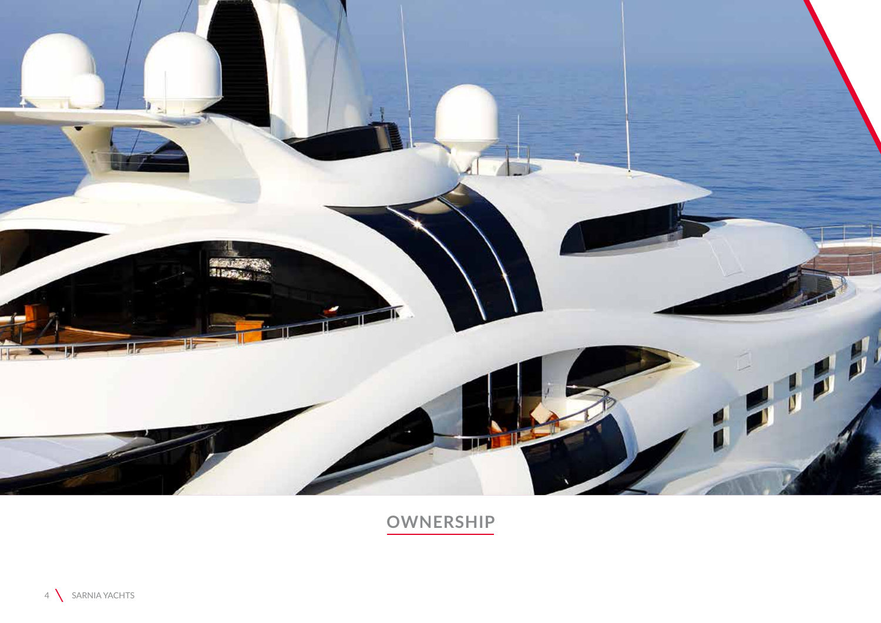# OWNERSHIP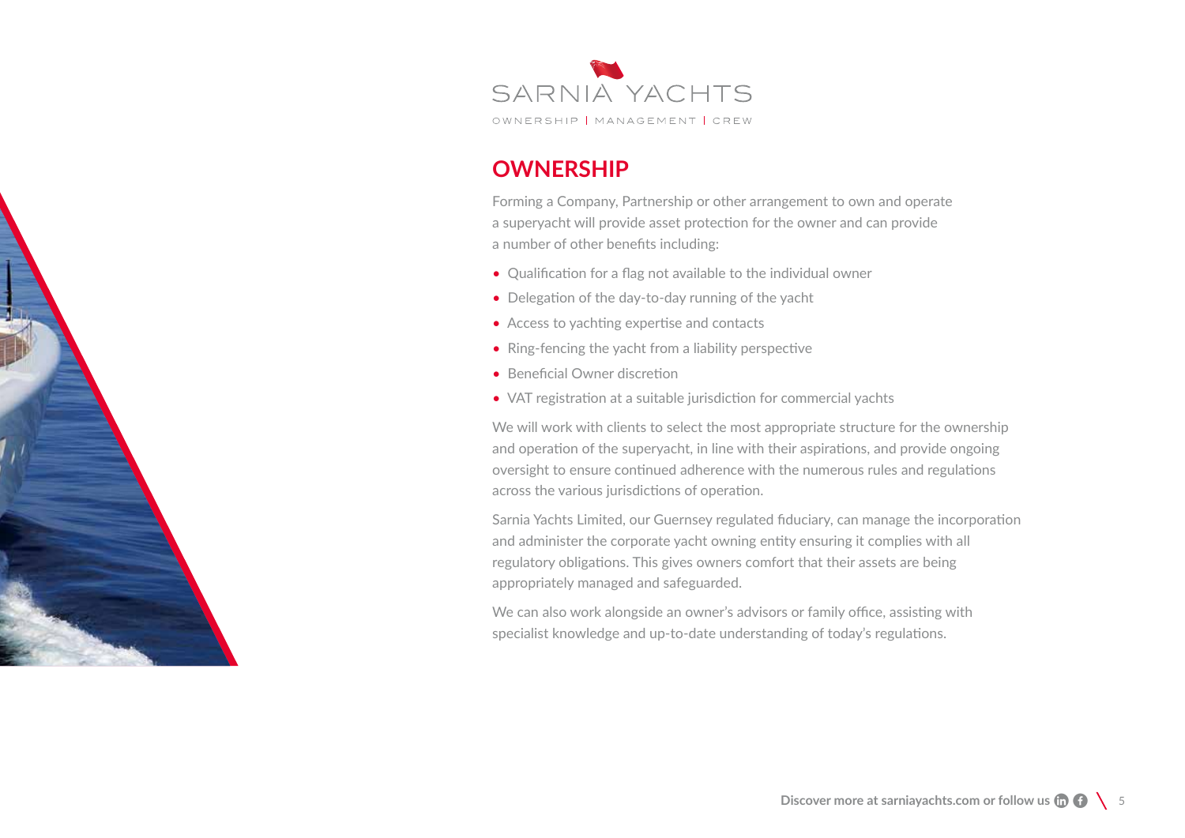SARNIA YACHTS

OWNERSHIP | MANAGEMENT | CREW

## OWNERSHIP

Forming a Company, Partnership or other arrangement to own and operate a superyacht will provide asset protection for the owner and can provide a number of other benefits including:

- Qualification for a flag not available to the individual owner
- Delegation of the day-to-day running of the yacht
- Access to yachting expertise and contacts
- Ring-fencing the yacht from a liability perspective
- Beneficial Owner discretion
- VAT registration at a suitable jurisdiction for commercial yachts

We will work with clients to select the most appropriate structure for the ownership and operation of the superyacht, in line with their aspirations, and provide ongoing oversight to ensure continued adherence with the numerous rules and regulations across the various jurisdictions of operation.

Sarnia Yachts Limited, our Guernsey regulated fiduciary, can manage the incorporation and administer the corporate yacht owning entity ensuring it complies with all regulatory obligations. This gives owners comfort that their assets are being appropriately managed and safeguarded.

We can also work alongside an owner's advisors or family office, assisting with specialist knowledge and up-to-date understanding of today's regulations.

**Discover more at sarniayachts.com or follow us**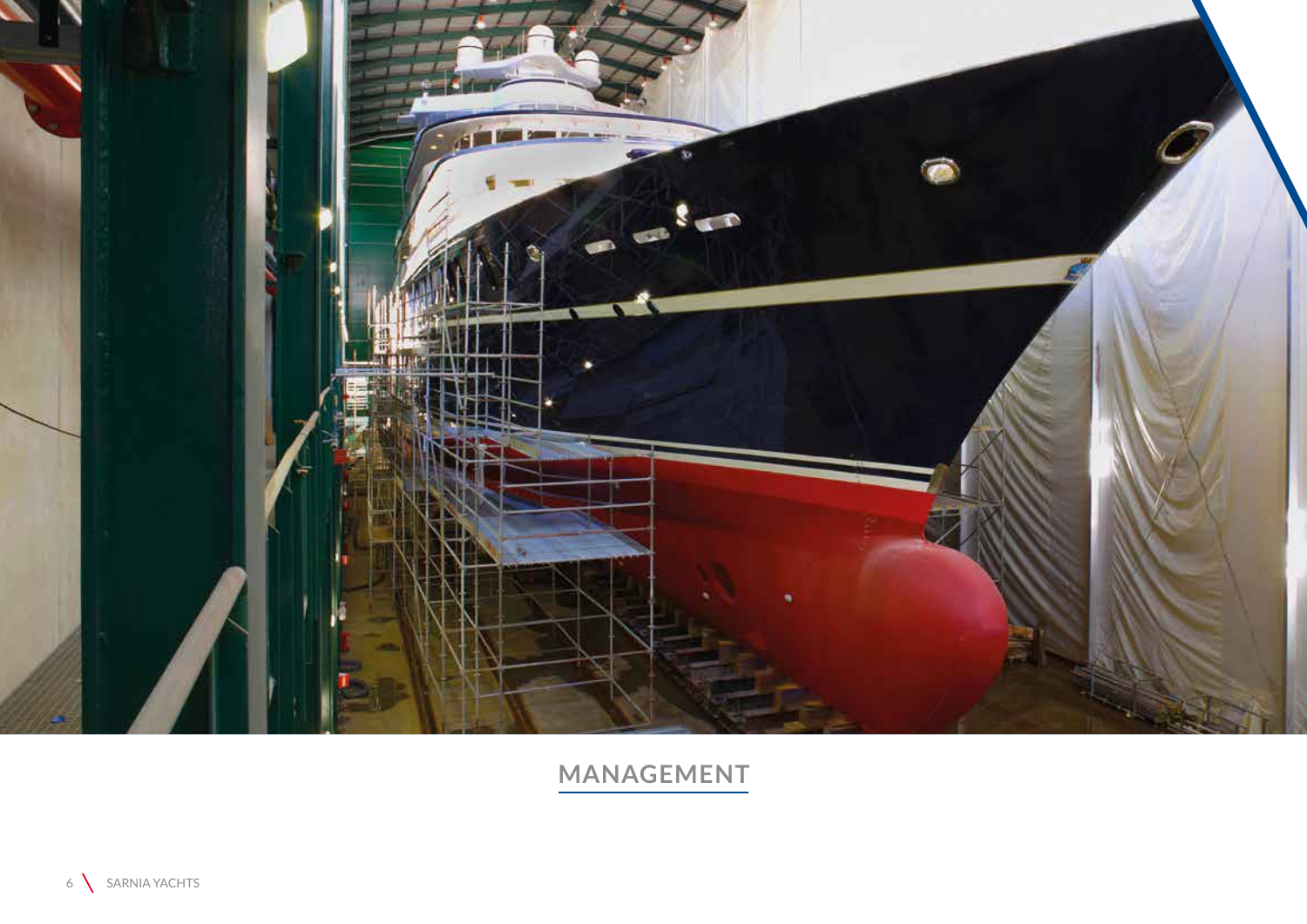## MANAGEMENT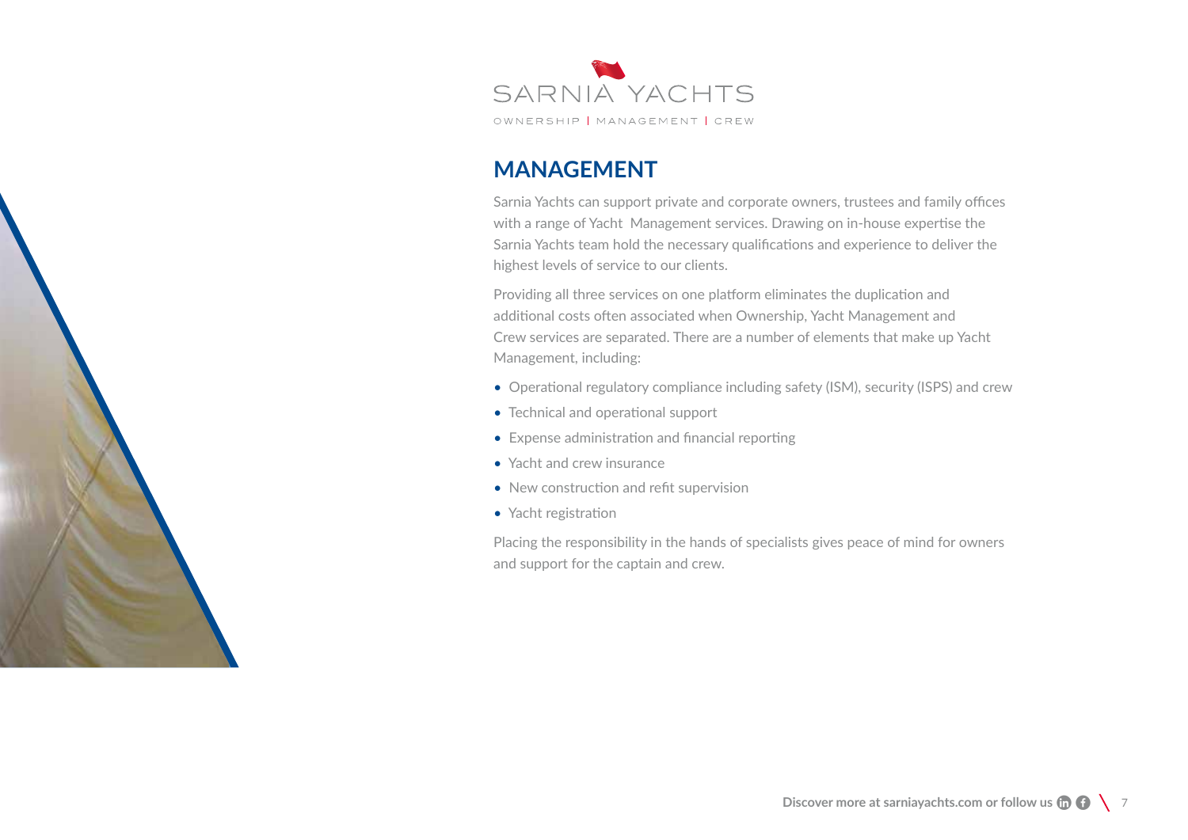SARNIA YACHTS

OWNERSHIP | MANAGEMENT | CREW

## MANAGEMENT

Sarnia Yachts can support private and corporate owners, trustees and family offices with a range of Yacht Management services. Drawing on in-house expertise the Sarnia Yachts team hold the necessary qualifications and experience to deliver the highest levels of service to our clients.

Providing all three services on one platform eliminates the duplication and additional costs often associated when Ownership, Yacht Management and Crew services are separated. There are a number of elements that make up Yacht Management, including:

- Operational regulatory compliance including safety (ISM), security (ISPS) and crew
- Technical and operational support
- Expense administration and financial reporting
- Yacht and crew insurance
- New construction and refit supervision
- Yacht registration

Placing the responsibility in the hands of specialists gives peace of mind for owners and support for the captain and crew.

**Discover more at sarniayachts.com or follow us**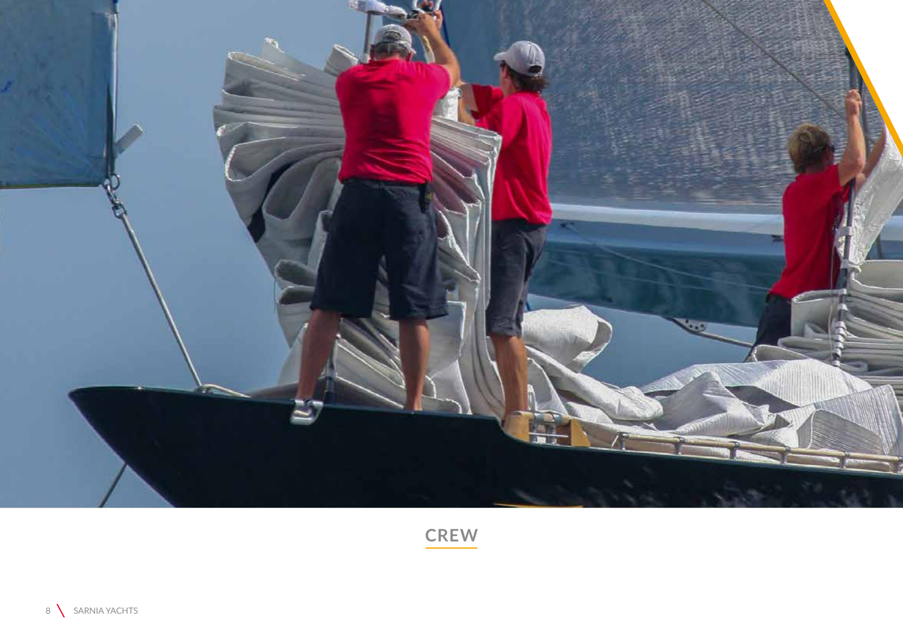## CREW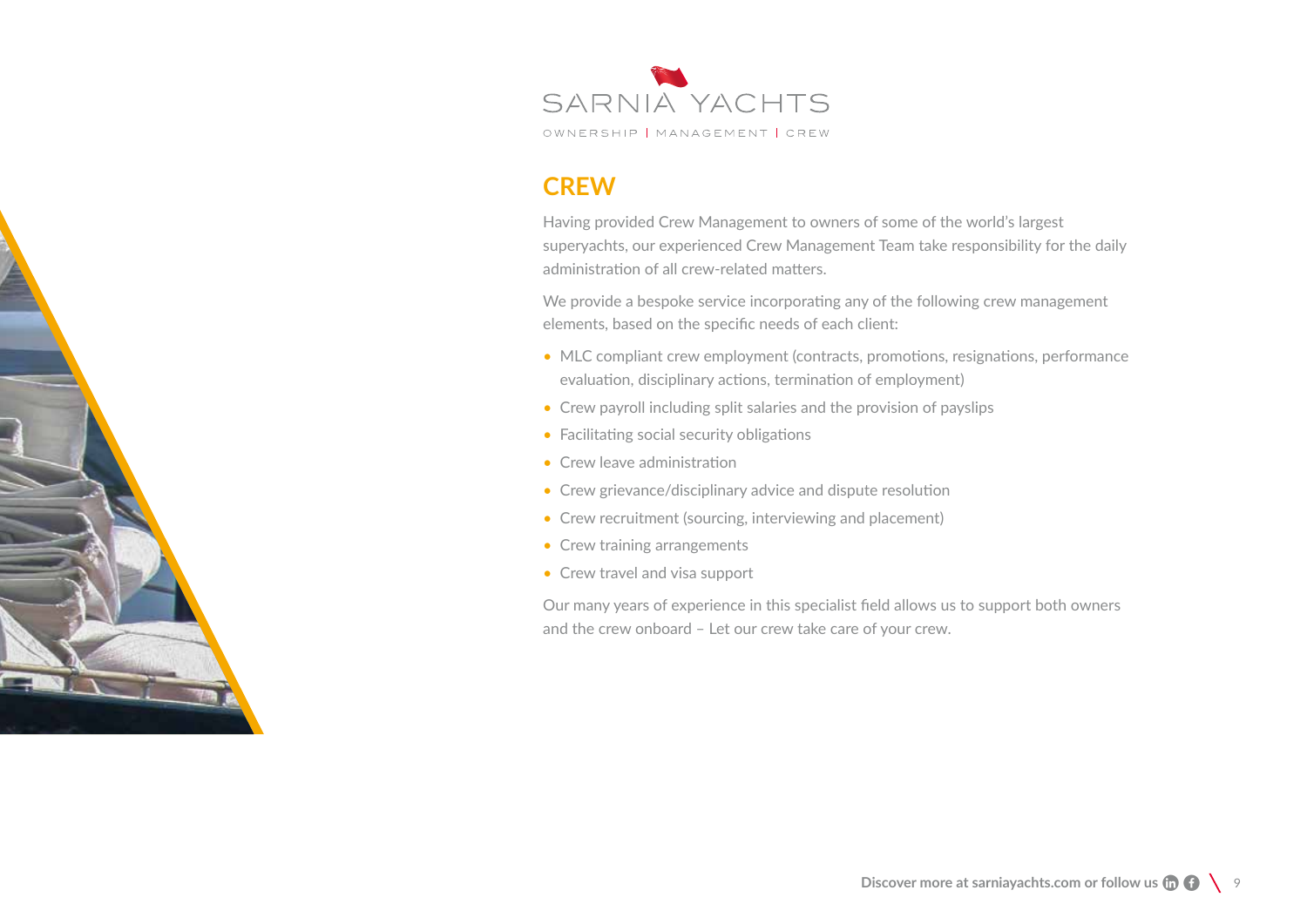SARNIA YACHTS

OWNERSHIP | MANAGEMENT | CREW

## CREW

Having provided Crew Management to owners of some of the world's largest superyachts, our experienced Crew Management Team take responsibility for the daily administration of all crew-related matters.

We provide a bespoke service incorporating any of the following crew management elements, based on the specific needs of each client:

- MLC compliant crew employment (contracts, promotions, resignations, performance evaluation, disciplinary actions, termination of employment)
- Crew payroll including split salaries and the provision of payslips
- Facilitating social security obligations
- Crew leave administration
- Crew grievance/disciplinary advice and dispute resolution
- Crew recruitment (sourcing, interviewing and placement)
- Crew training arrangements
- Crew travel and visa support

Our many years of experience in this specialist field allows us to support both owners and the crew onboard – Let our crew take care of your crew.

**Discover more at sarniayachts.com or follow us**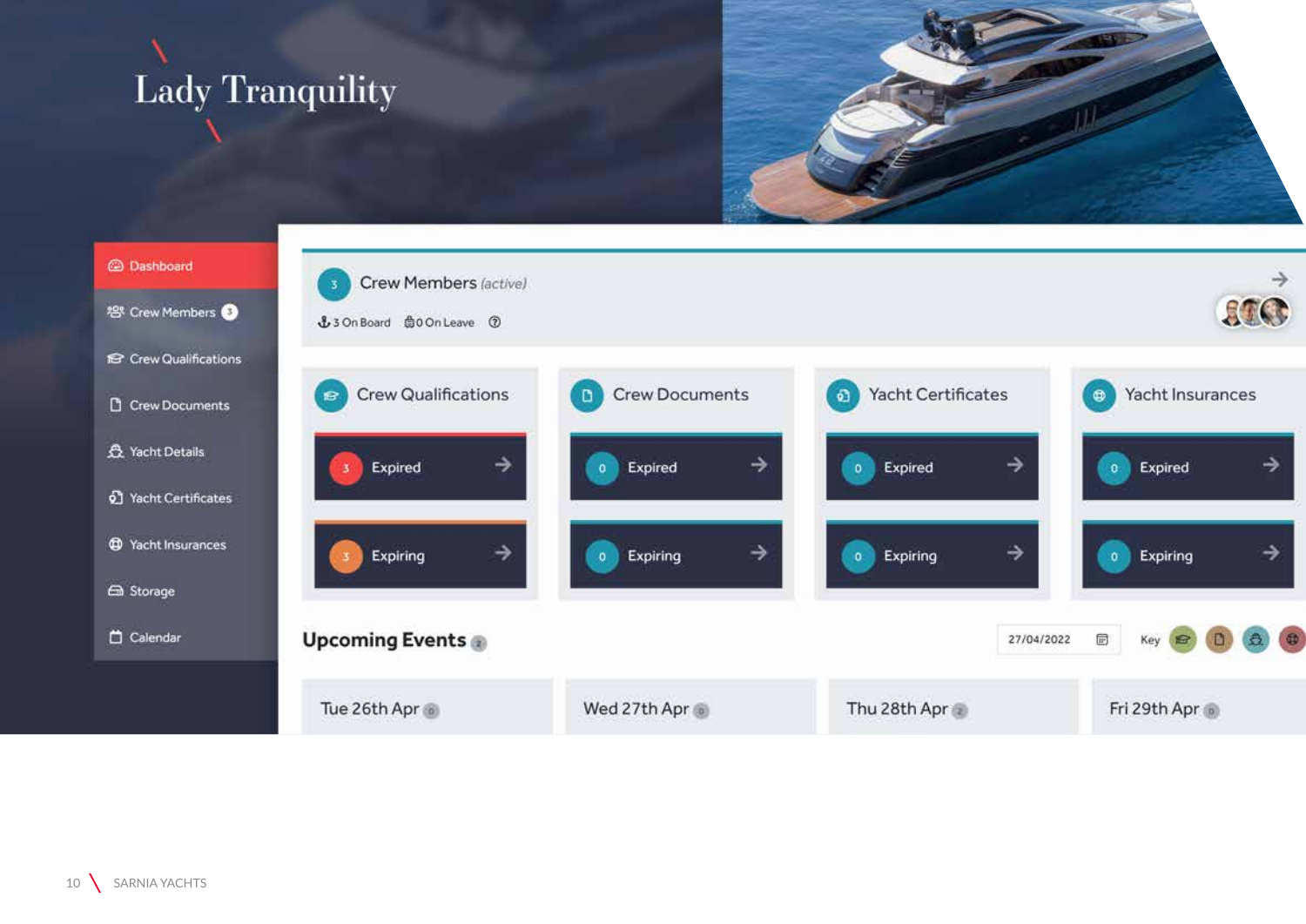# Lady Tranquility

- Dashboard
- Crew Members 3
- Crew Qualifications
- Crew Documents
- Yacht Details
- Yacht Certificates
- Yacht Insurances
- Storage
- Calendar

3 Crew Members *(active)*

3 On Board | 0 On Leave

| Crew Qualifications | Crew Documents | Yacht Certificates | Yacht Insurances |
|---|---|---|---|
| 3 Expired | 0 Expired | 0 Expired | 0 Expired |
| 3 Expiring | 0 Expiring | 0 Expiring | 0 Expiring |

**Upcoming Events** 2

27/04/2022 Key

| Tue 26th Apr 0 | Wed 27th Apr 0 | Thu 28th Apr 2 | Fri 29th Apr 0 |
|---|---|---|---|

SARNIA YACHTS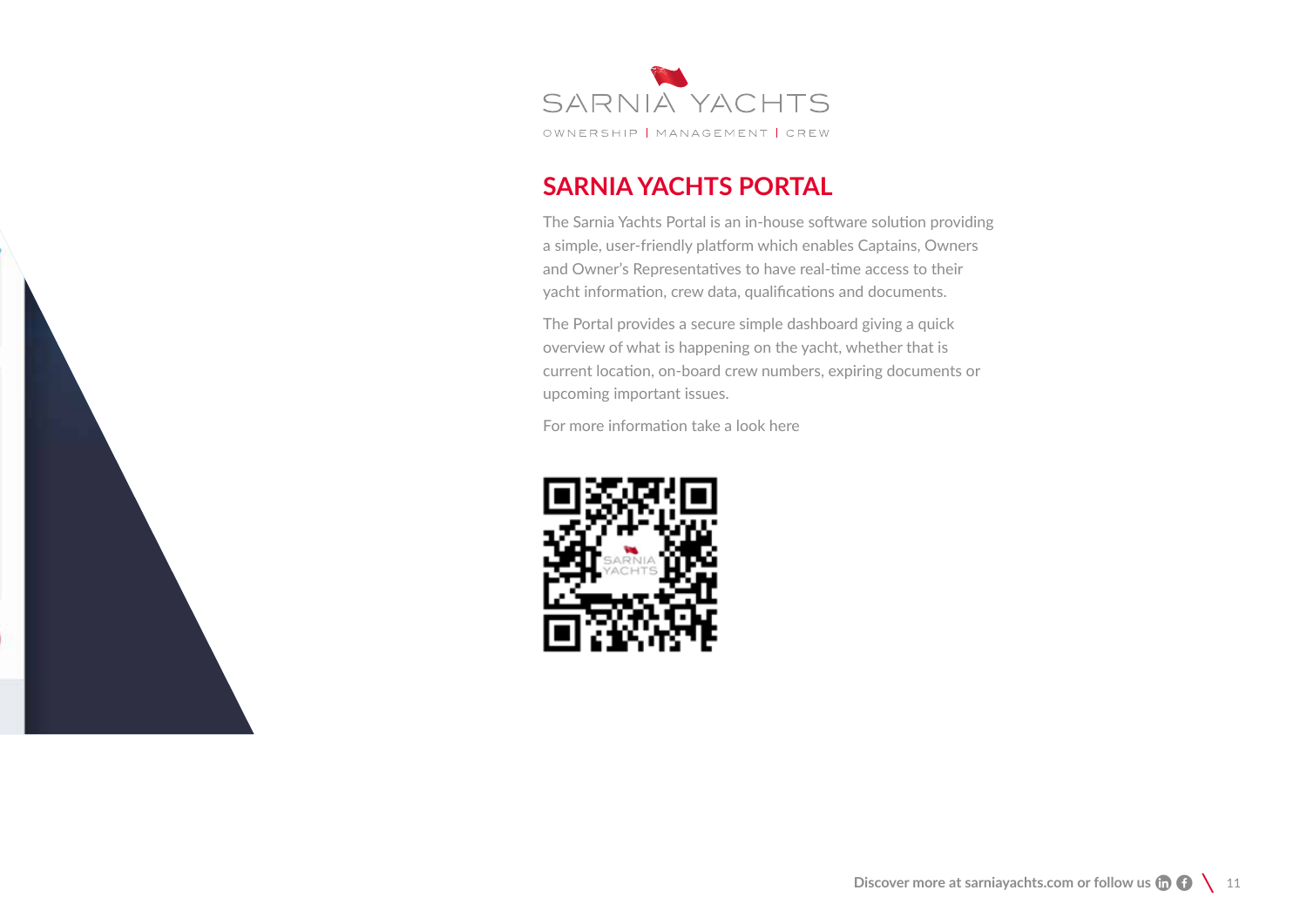SARNIA YACHTS

OWNERSHIP | MANAGEMENT | CREW

# SARNIA YACHTS PORTAL

The Sarnia Yachts Portal is an in-house software solution providing a simple, user-friendly platform which enables Captains, Owners and Owner's Representatives to have real-time access to their yacht information, crew data, qualifications and documents.

The Portal provides a secure simple dashboard giving a quick overview of what is happening on the yacht, whether that is current location, on-board crew numbers, expiring documents or upcoming important issues.

For more information take a look here

Discover more at sarniayachts.com or follow us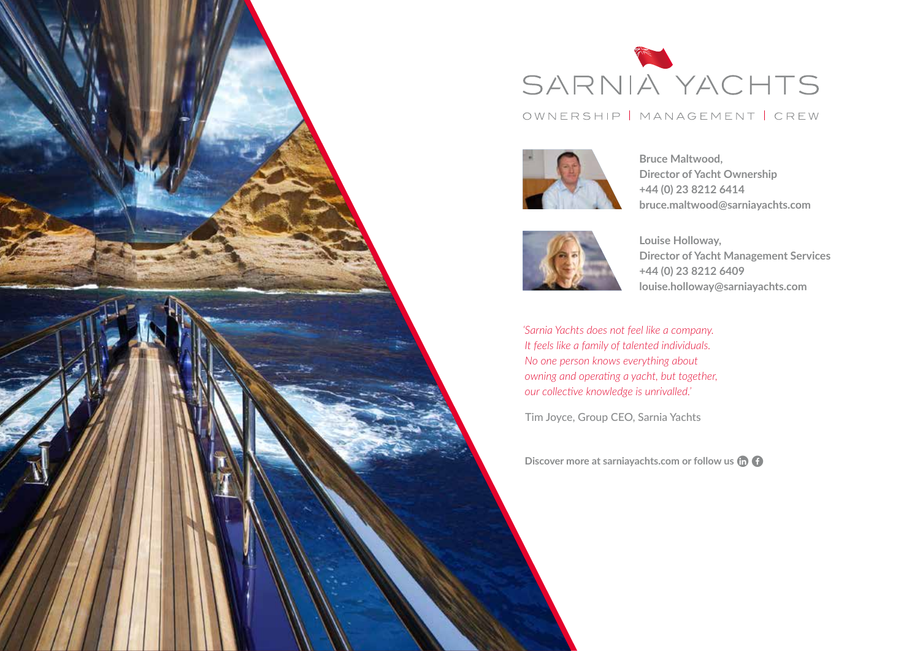# SARNIA YACHTS

OWNERSHIP | MANAGEMENT | CREW

**Bruce Maltwood,**
**Director of Yacht Ownership**
**+44 (0) 23 8212 6414**
**bruce.maltwood@sarniayachts.com**

**Louise Holloway,**
**Director of Yacht Management Services**
**+44 (0) 23 8212 6409**
**louise.holloway@sarniayachts.com**

*'Sarnia Yachts does not feel like a company. It feels like a family of talented individuals. No one person knows everything about owning and operating a yacht, but together, our collective knowledge is unrivalled.'*

Tim Joyce, Group CEO, Sarnia Yachts

**Discover more at sarniayachts.com or follow us**